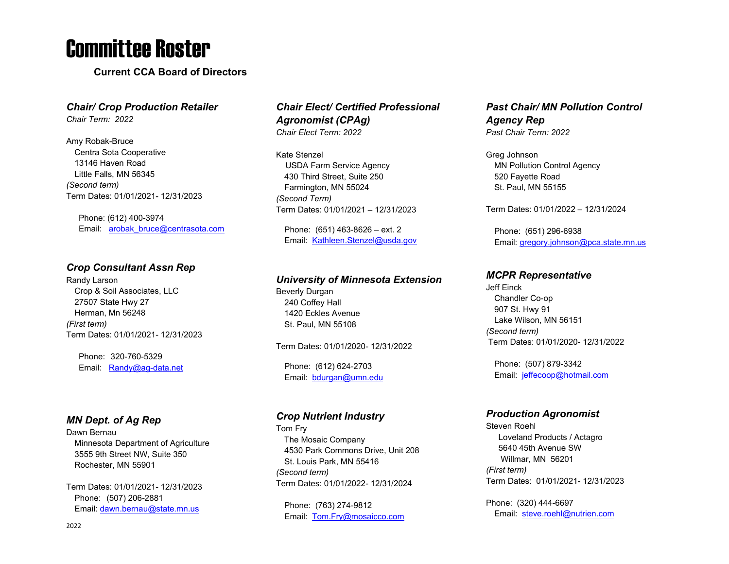# Committee Roster

**Current CCA Board of Directors**

### *Chair/ Crop Production Retailer*

*Chair Term: 2022*

Amy Robak-Bruce
Centra Sota Cooperative
13146 Haven Road
Little Falls, MN 56345
*(Second term)*
Term Dates: 01/01/2021- 12/31/2023

Phone: (612) 400-3974
Email: arobak_bruce@centrasota.com

### *Chair Elect/ Certified Professional Agronomist (CPAg)*

*Chair Elect Term: 2022*

Kate Stenzel
USDA Farm Service Agency
430 Third Street, Suite 250
Farmington, MN 55024
*(Second Term)*
Term Dates: 01/01/2021 – 12/31/2023

Phone: (651) 463-8626 – ext. 2
Email: Kathleen.Stenzel@usda.gov

### *Past Chair/ MN Pollution Control Agency Rep*

*Past Chair Term: 2022*

Greg Johnson
MN Pollution Control Agency
520 Fayette Road
St. Paul, MN 55155

Term Dates: 01/01/2022 – 12/31/2024

Phone: (651) 296-6938
Email: gregory.johnson@pca.state.mn.us

### *Crop Consultant Assn Rep*

Randy Larson
Crop & Soil Associates, LLC
27507 State Hwy 27
Herman, Mn 56248
*(First term)*
Term Dates: 01/01/2021- 12/31/2023

Phone: 320-760-5329
Email: Randy@ag-data.net

### *University of Minnesota Extension*

Beverly Durgan
240 Coffey Hall
1420 Eckles Avenue
St. Paul, MN 55108

Term Dates: 01/01/2020- 12/31/2022

Phone: (612) 624-2703
Email: bdurgan@umn.edu

### *MCPR Representative*

Jeff Einck
Chandler Co-op
907 St. Hwy 91
Lake Wilson, MN 56151
*(Second term)*
Term Dates: 01/01/2020- 12/31/2022

Phone: (507) 879-3342
Email: jeffecoop@hotmail.com

### *MN Dept. of Ag Rep*

Dawn Bernau
Minnesota Department of Agriculture
3555 9th Street NW, Suite 350
Rochester, MN 55901

Term Dates: 01/01/2021- 12/31/2023
Phone: (507) 206-2881
Email: dawn.bernau@state.mn.us

### *Crop Nutrient Industry*

Tom Fry
The Mosaic Company
4530 Park Commons Drive, Unit 208
St. Louis Park, MN 55416
*(Second term)*
Term Dates: 01/01/2022- 12/31/2024

Phone: (763) 274-9812
Email: Tom.Fry@mosaicco.com

### *Production Agronomist*

Steven Roehl
Loveland Products / Actagro
5640 45th Avenue SW
Willmar, MN 56201
*(First term)*
Term Dates: 01/01/2021- 12/31/2023

Phone: (320) 444-6697
Email: steve.roehl@nutrien.com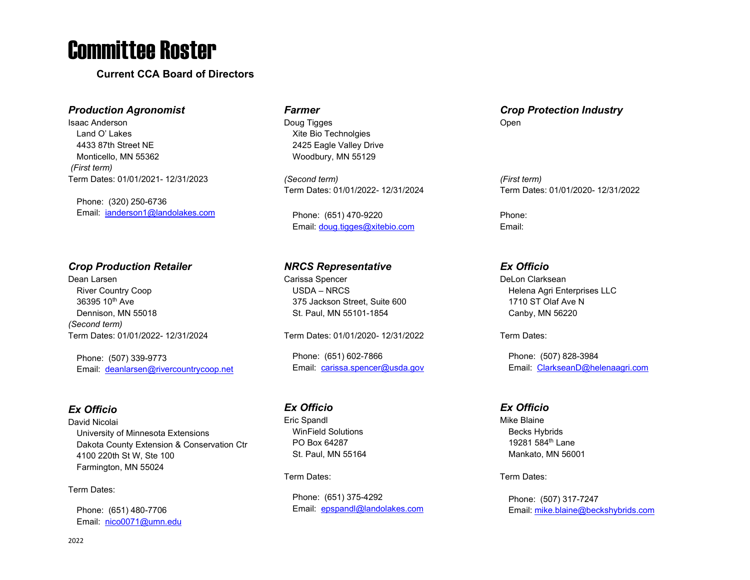# Committee Roster

**Current CCA Board of Directors**

### *Production Agronomist*

Isaac Anderson
Land O' Lakes
4433 87th Street NE
Monticello, MN 55362
*(First term)*
Term Dates: 01/01/2021- 12/31/2023

Phone: (320) 250-6736
Email: ianderson1@landolakes.com

### *Farmer*

Doug Tigges
Xite Bio Technolgies
2425 Eagle Valley Drive
Woodbury, MN 55129

*(Second term)*
Term Dates: 01/01/2022- 12/31/2024

Phone: (651) 470-9220
Email: doug.tigges@xitebio.com

### *Crop Protection Industry*

Open

*(First term)*
Term Dates: 01/01/2020- 12/31/2022

Phone:
Email:

### *Crop Production Retailer*

Dean Larsen
River Country Coop
36395 10th Ave
Dennison, MN 55018
*(Second term)*
Term Dates: 01/01/2022- 12/31/2024

Phone: (507) 339-9773
Email: deanlarsen@rivercountrycoop.net

### *NRCS Representative*

Carissa Spencer
USDA – NRCS
375 Jackson Street, Suite 600
St. Paul, MN 55101-1854

Term Dates: 01/01/2020- 12/31/2022

Phone: (651) 602-7866
Email: carissa.spencer@usda.gov

### *Ex Officio*

DeLon Clarksean
Helena Agri Enterprises LLC
1710 ST Olaf Ave N
Canby, MN 56220

Term Dates:

Phone: (507) 828-3984
Email: ClarkseanD@helenaagri.com

### *Ex Officio*

David Nicolai
University of Minnesota Extensions
Dakota County Extension & Conservation Ctr
4100 220th St W, Ste 100
Farmington, MN 55024

Term Dates:

Phone: (651) 480-7706
Email: nico0071@umn.edu

### *Ex Officio*

Eric Spandl
WinField Solutions
PO Box 64287
St. Paul, MN 55164

Term Dates:

Phone: (651) 375-4292
Email: epspandl@landolakes.com

### *Ex Officio*

Mike Blaine
Becks Hybrids
19281 584th Lane
Mankato, MN 56001

Term Dates:

Phone: (507) 317-7247
Email: mike.blaine@beckshybrids.com

2022